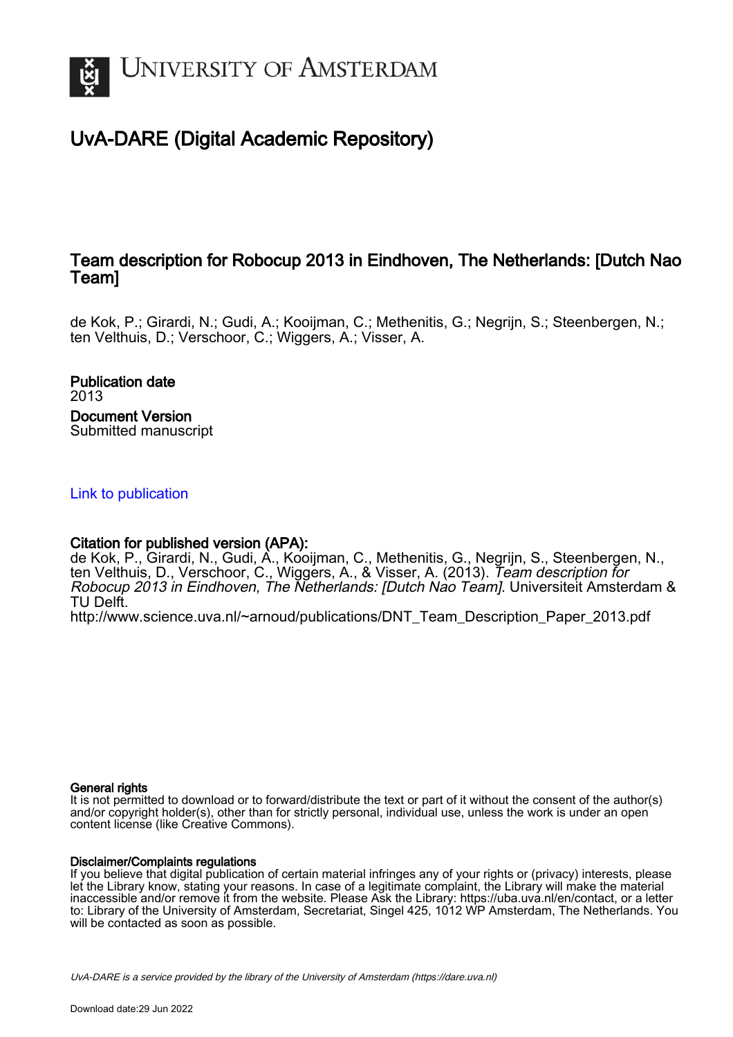# UNIVERSITY OF AMSTERDAM

## UvA-DARE (Digital Academic Repository)

### Team description for Robocup 2013 in Eindhoven, The Netherlands: [Dutch Nao Team]

de Kok, P.; Girardi, N.; Gudi, A.; Kooijman, C.; Methenitis, G.; Negrijn, S.; Steenbergen, N.; ten Velthuis, D.; Verschoor, C.; Wiggers, A.; Visser, A.

**Publication date**
2013

**Document Version**
Submitted manuscript

Link to publication

**Citation for published version (APA):**
de Kok, P., Girardi, N., Gudi, A., Kooijman, C., Methenitis, G., Negrijn, S., Steenbergen, N., ten Velthuis, D., Verschoor, C., Wiggers, A., & Visser, A. (2013). *Team description for Robocup 2013 in Eindhoven, The Netherlands: [Dutch Nao Team]*. Universiteit Amsterdam & TU Delft.
http://www.science.uva.nl/~arnoud/publications/DNT_Team_Description_Paper_2013.pdf

**General rights**
It is not permitted to download or to forward/distribute the text or part of it without the consent of the author(s) and/or copyright holder(s), other than for strictly personal, individual use, unless the work is under an open content license (like Creative Commons).

**Disclaimer/Complaints regulations**
If you believe that digital publication of certain material infringes any of your rights or (privacy) interests, please let the Library know, stating your reasons. In case of a legitimate complaint, the Library will make the material inaccessible and/or remove it from the website. Please Ask the Library: https://uba.uva.nl/en/contact, or a letter to: Library of the University of Amsterdam, Secretariat, Singel 425, 1012 WP Amsterdam, The Netherlands. You will be contacted as soon as possible.

*UvA-DARE is a service provided by the library of the University of Amsterdam (https://dare.uva.nl)*

Download date:29 Jun 2022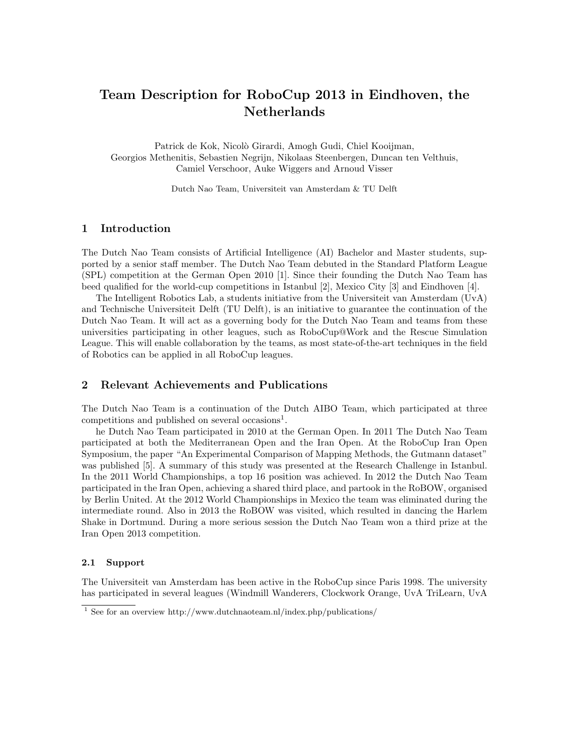# Team Description for RoboCup 2013 in Eindhoven, the Netherlands

Patrick de Kok, Nicolò Girardi, Amogh Gudi, Chiel Kooijman, Georgios Methenitis, Sebastien Negrijn, Nikolaas Steenbergen, Duncan ten Velthuis, Camiel Verschoor, Auke Wiggers and Arnoud Visser

Dutch Nao Team, Universiteit van Amsterdam & TU Delft

## 1 Introduction

The Dutch Nao Team consists of Artificial Intelligence (AI) Bachelor and Master students, supported by a senior staff member. The Dutch Nao Team debuted in the Standard Platform League (SPL) competition at the German Open 2010 [1]. Since their founding the Dutch Nao Team has beed qualified for the world-cup competitions in Istanbul [2], Mexico City [3] and Eindhoven [4].

The Intelligent Robotics Lab, a students initiative from the Universiteit van Amsterdam (UvA) and Technische Universiteit Delft (TU Delft), is an initiative to guarantee the continuation of the Dutch Nao Team. It will act as a governing body for the Dutch Nao Team and teams from these universities participating in other leagues, such as RoboCup@Work and the Rescue Simulation League. This will enable collaboration by the teams, as most state-of-the-art techniques in the field of Robotics can be applied in all RoboCup leagues.

## 2 Relevant Achievements and Publications

The Dutch Nao Team is a continuation of the Dutch AIBO Team, which participated at three competitions and published on several occasions[1].

he Dutch Nao Team participated in 2010 at the German Open. In 2011 The Dutch Nao Team participated at both the Mediterranean Open and the Iran Open. At the RoboCup Iran Open Symposium, the paper "An Experimental Comparison of Mapping Methods, the Gutmann dataset" was published [5]. A summary of this study was presented at the Research Challenge in Istanbul. In the 2011 World Championships, a top 16 position was achieved. In 2012 the Dutch Nao Team participated in the Iran Open, achieving a shared third place, and partook in the RoBOW, organised by Berlin United. At the 2012 World Championships in Mexico the team was eliminated during the intermediate round. Also in 2013 the RoBOW was visited, which resulted in dancing the Harlem Shake in Dortmund. During a more serious session the Dutch Nao Team won a third prize at the Iran Open 2013 competition.

### 2.1 Support

The Universiteit van Amsterdam has been active in the RoboCup since Paris 1998. The university has participated in several leagues (Windmill Wanderers, Clockwork Orange, UvA TriLearn, UvA

[1] See for an overview http://www.dutchnaoteam.nl/index.php/publications/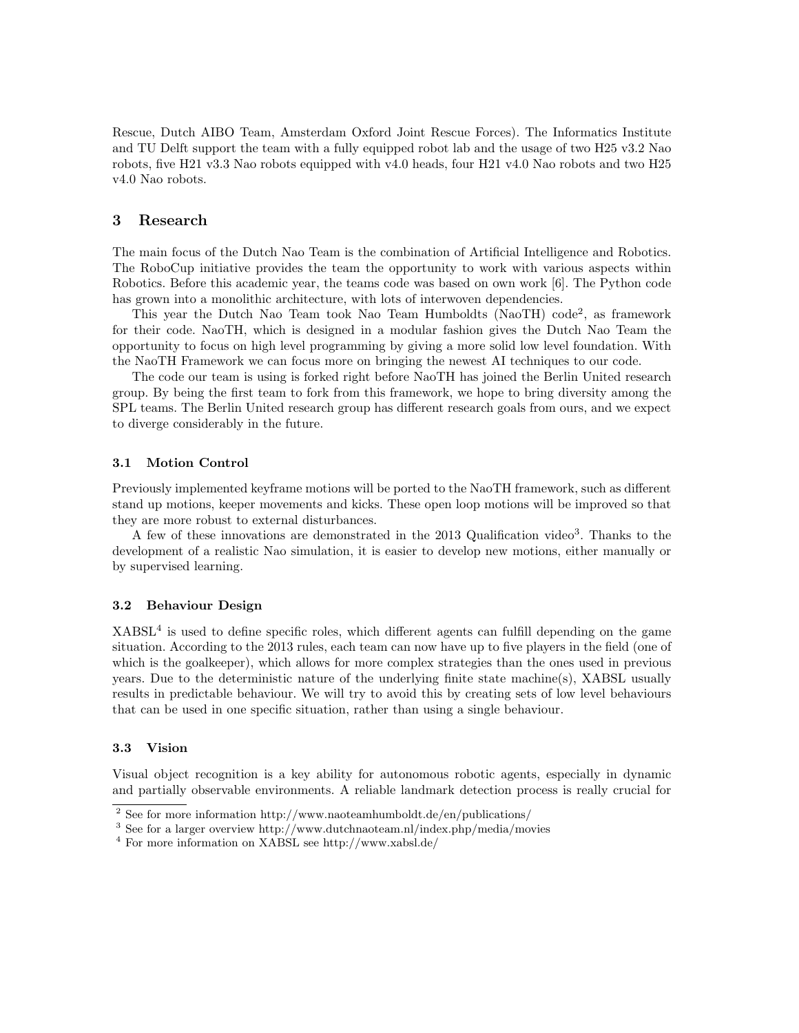Rescue, Dutch AIBO Team, Amsterdam Oxford Joint Rescue Forces). The Informatics Institute and TU Delft support the team with a fully equipped robot lab and the usage of two H25 v3.2 Nao robots, five H21 v3.3 Nao robots equipped with v4.0 heads, four H21 v4.0 Nao robots and two H25 v4.0 Nao robots.

## 3 Research

The main focus of the Dutch Nao Team is the combination of Artificial Intelligence and Robotics. The RoboCup initiative provides the team the opportunity to work with various aspects within Robotics. Before this academic year, the teams code was based on own work [6]. The Python code has grown into a monolithic architecture, with lots of interwoven dependencies.

This year the Dutch Nao Team took Nao Team Humboldts (NaoTH) code[2], as framework for their code. NaoTH, which is designed in a modular fashion gives the Dutch Nao Team the opportunity to focus on high level programming by giving a more solid low level foundation. With the NaoTH Framework we can focus more on bringing the newest AI techniques to our code.

The code our team is using is forked right before NaoTH has joined the Berlin United research group. By being the first team to fork from this framework, we hope to bring diversity among the SPL teams. The Berlin United research group has different research goals from ours, and we expect to diverge considerably in the future.

### 3.1 Motion Control

Previously implemented keyframe motions will be ported to the NaoTH framework, such as different stand up motions, keeper movements and kicks. These open loop motions will be improved so that they are more robust to external disturbances.

A few of these innovations are demonstrated in the 2013 Qualification video[3]. Thanks to the development of a realistic Nao simulation, it is easier to develop new motions, either manually or by supervised learning.

### 3.2 Behaviour Design

XABSL[4] is used to define specific roles, which different agents can fulfill depending on the game situation. According to the 2013 rules, each team can now have up to five players in the field (one of which is the goalkeeper), which allows for more complex strategies than the ones used in previous years. Due to the deterministic nature of the underlying finite state machine(s), XABSL usually results in predictable behaviour. We will try to avoid this by creating sets of low level behaviours that can be used in one specific situation, rather than using a single behaviour.

### 3.3 Vision

Visual object recognition is a key ability for autonomous robotic agents, especially in dynamic and partially observable environments. A reliable landmark detection process is really crucial for

[2] See for more information http://www.naoteamhumboldt.de/en/publications/

[3] See for a larger overview http://www.dutchnaoteam.nl/index.php/media/movies

[4] For more information on XABSL see http://www.xabsl.de/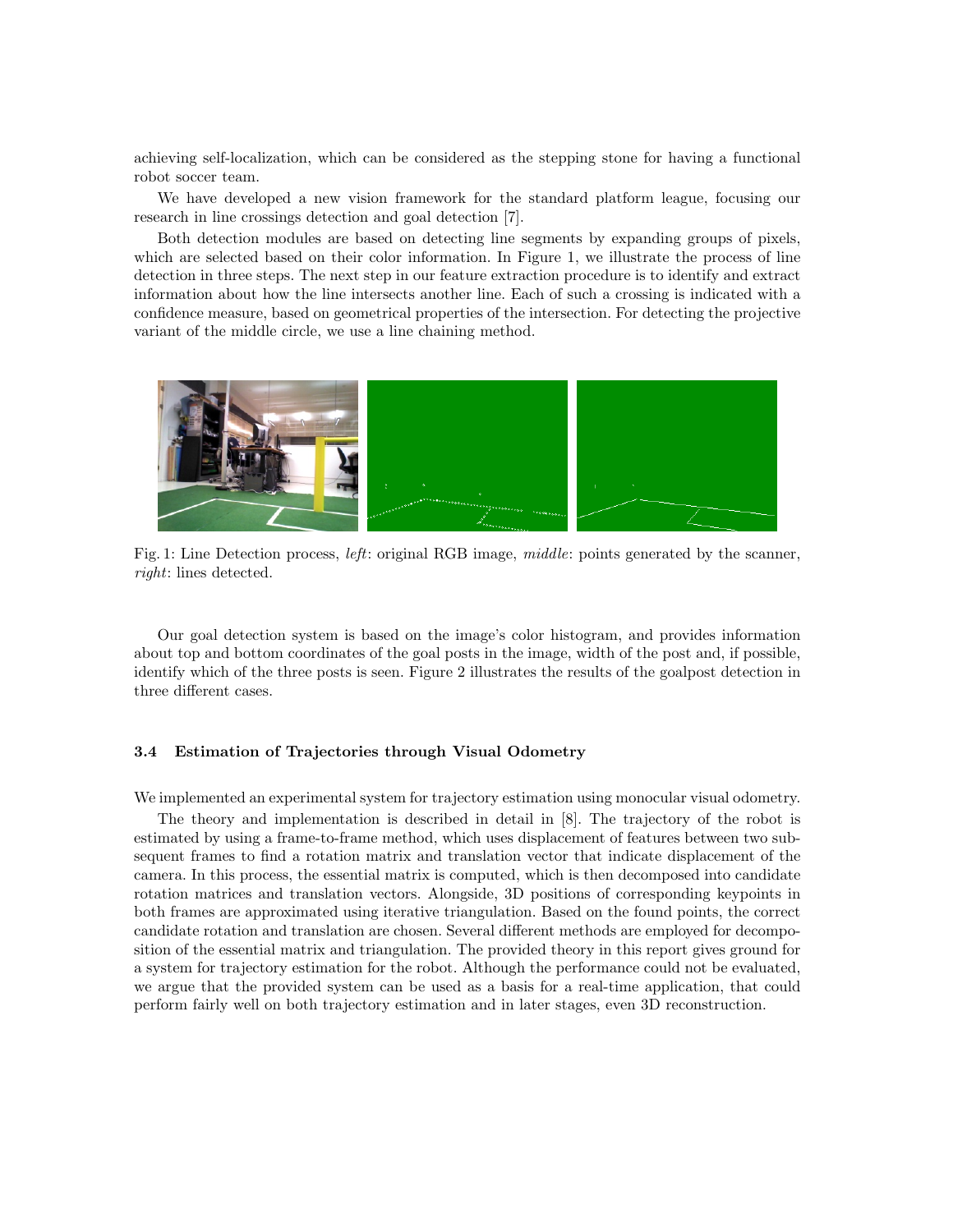achieving self-localization, which can be considered as the stepping stone for having a functional robot soccer team.

We have developed a new vision framework for the standard platform league, focusing our research in line crossings detection and goal detection [7].

Both detection modules are based on detecting line segments by expanding groups of pixels, which are selected based on their color information. In Figure 1, we illustrate the process of line detection in three steps. The next step in our feature extraction procedure is to identify and extract information about how the line intersects another line. Each of such a crossing is indicated with a confidence measure, based on geometrical properties of the intersection. For detecting the projective variant of the middle circle, we use a line chaining method.

Fig. 1: Line Detection process, *left*: original RGB image, *middle*: points generated by the scanner, *right*: lines detected.

Our goal detection system is based on the image's color histogram, and provides information about top and bottom coordinates of the goal posts in the image, width of the post and, if possible, identify which of the three posts is seen. Figure 2 illustrates the results of the goalpost detection in three different cases.

### 3.4 Estimation of Trajectories through Visual Odometry

We implemented an experimental system for trajectory estimation using monocular visual odometry.

The theory and implementation is described in detail in [8]. The trajectory of the robot is estimated by using a frame-to-frame method, which uses displacement of features between two subsequent frames to find a rotation matrix and translation vector that indicate displacement of the camera. In this process, the essential matrix is computed, which is then decomposed into candidate rotation matrices and translation vectors. Alongside, 3D positions of corresponding keypoints in both frames are approximated using iterative triangulation. Based on the found points, the correct candidate rotation and translation are chosen. Several different methods are employed for decomposition of the essential matrix and triangulation. The provided theory in this report gives ground for a system for trajectory estimation for the robot. Although the performance could not be evaluated, we argue that the provided system can be used as a basis for a real-time application, that could perform fairly well on both trajectory estimation and in later stages, even 3D reconstruction.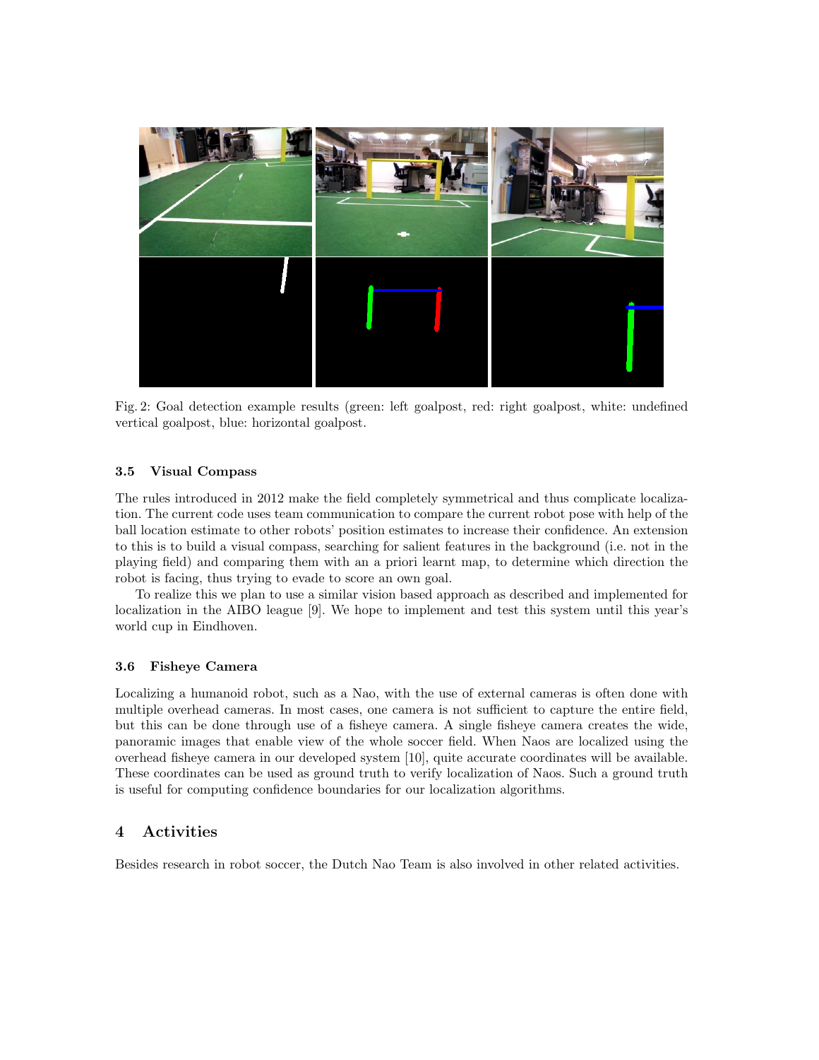Fig. 2: Goal detection example results (green: left goalpost, red: right goalpost, white: undefined vertical goalpost, blue: horizontal goalpost.

### 3.5 Visual Compass

The rules introduced in 2012 make the field completely symmetrical and thus complicate localization. The current code uses team communication to compare the current robot pose with help of the ball location estimate to other robots' position estimates to increase their confidence. An extension to this is to build a visual compass, searching for salient features in the background (i.e. not in the playing field) and comparing them with an a priori learnt map, to determine which direction the robot is facing, thus trying to evade to score an own goal.

To realize this we plan to use a similar vision based approach as described and implemented for localization in the AIBO league [9]. We hope to implement and test this system until this year's world cup in Eindhoven.

### 3.6 Fisheye Camera

Localizing a humanoid robot, such as a Nao, with the use of external cameras is often done with multiple overhead cameras. In most cases, one camera is not sufficient to capture the entire field, but this can be done through use of a fisheye camera. A single fisheye camera creates the wide, panoramic images that enable view of the whole soccer field. When Naos are localized using the overhead fisheye camera in our developed system [10], quite accurate coordinates will be available. These coordinates can be used as ground truth to verify localization of Naos. Such a ground truth is useful for computing confidence boundaries for our localization algorithms.

## 4 Activities

Besides research in robot soccer, the Dutch Nao Team is also involved in other related activities.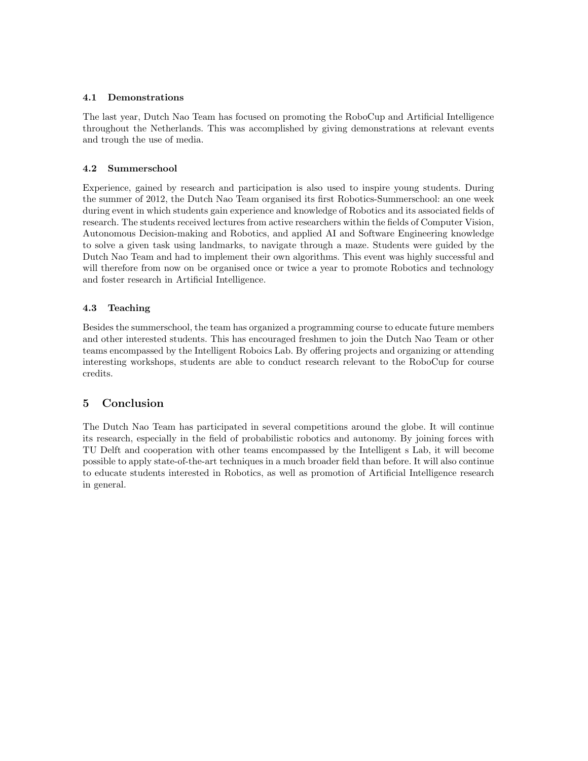### 4.1 Demonstrations

The last year, Dutch Nao Team has focused on promoting the RoboCup and Artificial Intelligence throughout the Netherlands. This was accomplished by giving demonstrations at relevant events and trough the use of media.

### 4.2 Summerschool

Experience, gained by research and participation is also used to inspire young students. During the summer of 2012, the Dutch Nao Team organised its first Robotics-Summerschool: an one week during event in which students gain experience and knowledge of Robotics and its associated fields of research. The students received lectures from active researchers within the fields of Computer Vision, Autonomous Decision-making and Robotics, and applied AI and Software Engineering knowledge to solve a given task using landmarks, to navigate through a maze. Students were guided by the Dutch Nao Team and had to implement their own algorithms. This event was highly successful and will therefore from now on be organised once or twice a year to promote Robotics and technology and foster research in Artificial Intelligence.

### 4.3 Teaching

Besides the summerschool, the team has organized a programming course to educate future members and other interested students. This has encouraged freshmen to join the Dutch Nao Team or other teams encompassed by the Intelligent Roboics Lab. By offering projects and organizing or attending interesting workshops, students are able to conduct research relevant to the RoboCup for course credits.

## 5 Conclusion

The Dutch Nao Team has participated in several competitions around the globe. It will continue its research, especially in the field of probabilistic robotics and autonomy. By joining forces with TU Delft and cooperation with other teams encompassed by the Intelligent s Lab, it will become possible to apply state-of-the-art techniques in a much broader field than before. It will also continue to educate students interested in Robotics, as well as promotion of Artificial Intelligence research in general.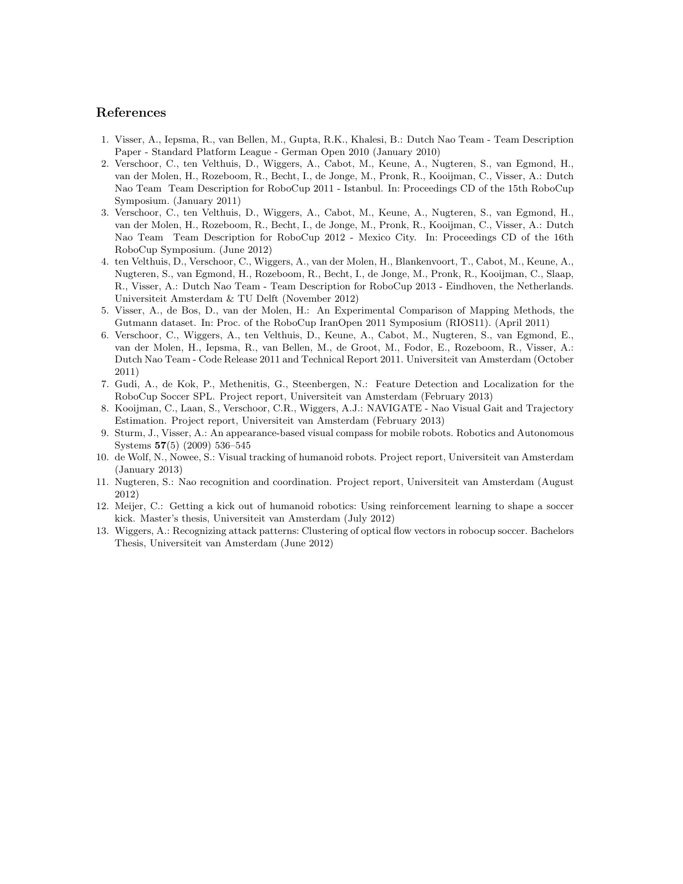## References

1. Visser, A., Iepsma, R., van Bellen, M., Gupta, R.K., Khalesi, B.: Dutch Nao Team - Team Description Paper - Standard Platform League - German Open 2010 (January 2010)
2. Verschoor, C., ten Velthuis, D., Wiggers, A., Cabot, M., Keune, A., Nugteren, S., van Egmond, H., van der Molen, H., Rozeboom, R., Becht, I., de Jonge, M., Pronk, R., Kooijman, C., Visser, A.: Dutch Nao Team Team Description for RoboCup 2011 - Istanbul. In: Proceedings CD of the 15th RoboCup Symposium. (January 2011)
3. Verschoor, C., ten Velthuis, D., Wiggers, A., Cabot, M., Keune, A., Nugteren, S., van Egmond, H., van der Molen, H., Rozeboom, R., Becht, I., de Jonge, M., Pronk, R., Kooijman, C., Visser, A.: Dutch Nao Team Team Description for RoboCup 2012 - Mexico City. In: Proceedings CD of the 16th RoboCup Symposium. (June 2012)
4. ten Velthuis, D., Verschoor, C., Wiggers, A., van der Molen, H., Blankenvoort, T., Cabot, M., Keune, A., Nugteren, S., van Egmond, H., Rozeboom, R., Becht, I., de Jonge, M., Pronk, R., Kooijman, C., Slaap, R., Visser, A.: Dutch Nao Team - Team Description for RoboCup 2013 - Eindhoven, the Netherlands. Universiteit Amsterdam & TU Delft (November 2012)
5. Visser, A., de Bos, D., van der Molen, H.: An Experimental Comparison of Mapping Methods, the Gutmann dataset. In: Proc. of the RoboCup IranOpen 2011 Symposium (RIOS11). (April 2011)
6. Verschoor, C., Wiggers, A., ten Velthuis, D., Keune, A., Cabot, M., Nugteren, S., van Egmond, E., van der Molen, H., Iepsma, R., van Bellen, M., de Groot, M., Fodor, E., Rozeboom, R., Visser, A.: Dutch Nao Team - Code Release 2011 and Technical Report 2011. Universiteit van Amsterdam (October 2011)
7. Gudi, A., de Kok, P., Methenitis, G., Steenbergen, N.: Feature Detection and Localization for the RoboCup Soccer SPL. Project report, Universiteit van Amsterdam (February 2013)
8. Kooijman, C., Laan, S., Verschoor, C.R., Wiggers, A.J.: NAVIGATE - Nao Visual Gait and Trajectory Estimation. Project report, Universiteit van Amsterdam (February 2013)
9. Sturm, J., Visser, A.: An appearance-based visual compass for mobile robots. Robotics and Autonomous Systems **57**(5) (2009) 536–545
10. de Wolf, N., Nowee, S.: Visual tracking of humanoid robots. Project report, Universiteit van Amsterdam (January 2013)
11. Nugteren, S.: Nao recognition and coordination. Project report, Universiteit van Amsterdam (August 2012)
12. Meijer, C.: Getting a kick out of humanoid robotics: Using reinforcement learning to shape a soccer kick. Master's thesis, Universiteit van Amsterdam (July 2012)
13. Wiggers, A.: Recognizing attack patterns: Clustering of optical flow vectors in robocup soccer. Bachelors Thesis, Universiteit van Amsterdam (June 2012)